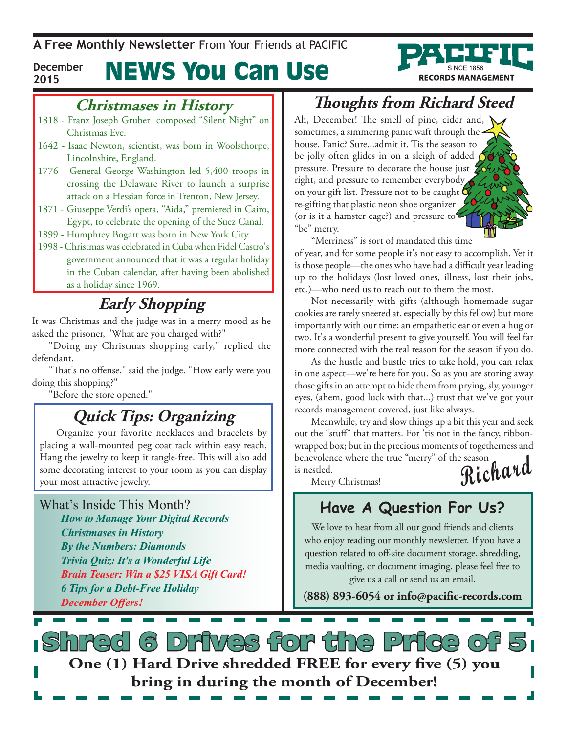A **Free Monthly Newsletter** From Your Friends at PACIFIC

December 2015

# NEWS You Can Use

PACIFIC SINCE 1856 RECORDS MANAGEMENT

## Christmases in History

- 1818 - Franz Joseph Gruber composed "Silent Night" on Christmas Eve.
- 1642 - Isaac Newton, scientist, was born in Woolsthorpe, Lincolnshire, England.
- 1776 - General George Washington led 5,400 troops in crossing the Delaware River to launch a surprise attack on a Hessian force in Trenton, New Jersey.
- 1871 - Giuseppe Verdi's opera, "Aida," premiered in Cairo, Egypt, to celebrate the opening of the Suez Canal.
- 1899 - Humphrey Bogart was born in New York City.
- 1998 - Christmas was celebrated in Cuba when Fidel Castro's government announced that it was a regular holiday in the Cuban calendar, after having been abolished as a holiday since 1969.

## Early Shopping

It was Christmas and the judge was in a merry mood as he asked the prisoner, "What are you charged with?"

"Doing my Christmas shopping early," replied the defendant.

"That's no offense," said the judge. "How early were you doing this shopping?"

"Before the store opened."

## Quick Tips: Organizing

Organize your favorite necklaces and bracelets by placing a wall-mounted peg coat rack within easy reach. Hang the jewelry to keep it tangle-free. This will also add some decorating interest to your room as you can display your most attractive jewelry.

## What's Inside This Month?

- *How to Manage Your Digital Records*
- *Christmases in History*
- *By the Numbers: Diamonds*
- *Trivia Quiz: It's a Wonderful Life*
- *Brain Teaser: Win a $25 VISA Gift Card!*
- *6 Tips for a Debt-Free Holiday*
- *December Offers!*

## Thoughts from Richard Steed

Ah, December! The smell of pine, cider and, sometimes, a simmering panic waft through the house. Panic? Sure...admit it. Tis the season to be jolly often glides in on a sleigh of added pressure. Pressure to decorate the house just right, and pressure to remember everybody on your gift list. Pressure not to be caught re-gifting that plastic neon shoe organizer (or is it a hamster cage?) and pressure to "be" merry.

"Merriness" is sort of mandated this time of year, and for some people it's not easy to accomplish. Yet it is those people—the ones who have had a difficult year leading up to the holidays (lost loved ones, illness, lost their jobs, etc.)—who need us to reach out to them the most.

Not necessarily with gifts (although homemade sugar cookies are rarely sneered at, especially by this fellow) but more importantly with our time; an empathetic ear or even a hug or two. It's a wonderful present to give yourself. You will feel far more connected with the real reason for the season if you do.

As the hustle and bustle tries to take hold, you can relax in one aspect—we're here for you. So as you are storing away those gifts in an attempt to hide them from prying, sly, younger eyes, (ahem, good luck with that...) trust that we've got your records management covered, just like always.

Meanwhile, try and slow things up a bit this year and seek out the "stuff" that matters. For 'tis not in the fancy, ribbon-wrapped box; but in the precious moments of togetherness and benevolence where the true "merry" of the season is nestled.

Merry Christmas!

Richard

## Have A Question For Us?

We love to hear from all our good friends and clients who enjoy reading our monthly newsletter. If you have a question related to off-site document storage, shredding, media vaulting, or document imaging, please feel free to give us a call or send us an email.

**(888) 893-6054 or info@pacific-records.com**

## Shred 6 Drives for the Price of 5

**One (1) Hard Drive shredded FREE for every five (5) you bring in during the month of December!**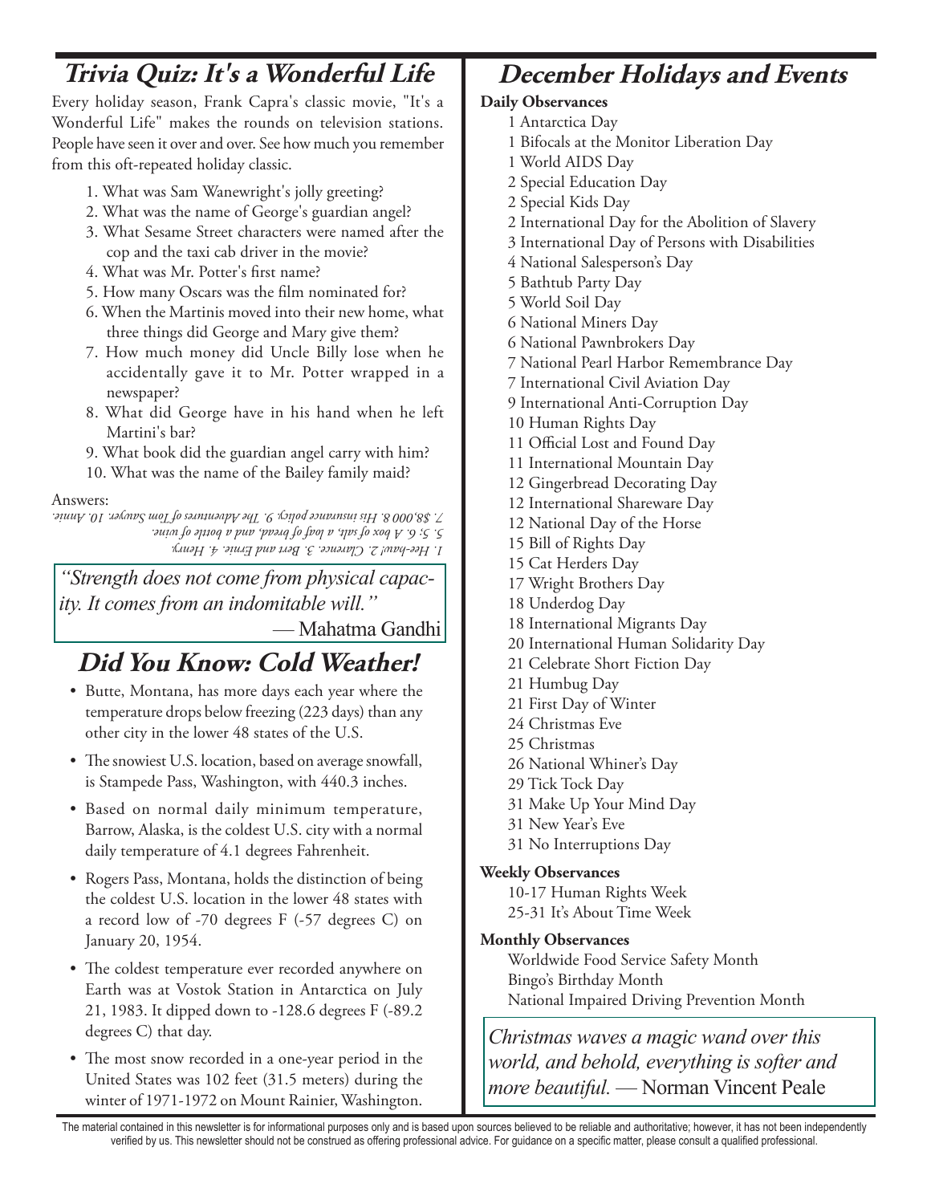## Trivia Quiz: It's a Wonderful Life

Every holiday season, Frank Capra's classic movie, "It's a Wonderful Life" makes the rounds on television stations. People have seen it over and over. See how much you remember from this oft-repeated holiday classic.

1. What was Sam Wanewright's jolly greeting?
2. What was the name of George's guardian angel?
3. What Sesame Street characters were named after the cop and the taxi cab driver in the movie?
4. What was Mr. Potter's first name?
5. How many Oscars was the film nominated for?
6. When the Martinis moved into their new home, what three things did George and Mary give them?
7. How much money did Uncle Billy lose when he accidentally gave it to Mr. Potter wrapped in a newspaper?
8. What did George have in his hand when he left Martini's bar?
9. What book did the guardian angel carry with him?
10. What was the name of the Bailey family maid?

Answers:

*1. Hee-haw! 2. Clarence. 3. Bert and Ernie. 4. Henry. 5. 5. 6. A box of salt, a loaf of bread, and a bottle of wine. 7. $8,000 8. His insurance policy. 9. The Adventures of Tom Sawyer. 10. Annie.*

> *"Strength does not come from physical capacity. It comes from an indomitable will."*
> — Mahatma Gandhi

## Did You Know: Cold Weather!

- Butte, Montana, has more days each year where the temperature drops below freezing (223 days) than any other city in the lower 48 states of the U.S.
- The snowiest U.S. location, based on average snowfall, is Stampede Pass, Washington, with 440.3 inches.
- Based on normal daily minimum temperature, Barrow, Alaska, is the coldest U.S. city with a normal daily temperature of 4.1 degrees Fahrenheit.
- Rogers Pass, Montana, holds the distinction of being the coldest U.S. location in the lower 48 states with a record low of -70 degrees F (-57 degrees C) on January 20, 1954.
- The coldest temperature ever recorded anywhere on Earth was at Vostok Station in Antarctica on July 21, 1983. It dipped down to -128.6 degrees F (-89.2 degrees C) that day.
- The most snow recorded in a one-year period in the United States was 102 feet (31.5 meters) during the winter of 1971-1972 on Mount Rainier, Washington.

## December Holidays and Events

**Daily Observances**

1 Antarctica Day
1 Bifocals at the Monitor Liberation Day
1 World AIDS Day
2 Special Education Day
2 Special Kids Day
2 International Day for the Abolition of Slavery
3 International Day of Persons with Disabilities
4 National Salesperson's Day
5 Bathtub Party Day
5 World Soil Day
6 National Miners Day
6 National Pawnbrokers Day
7 National Pearl Harbor Remembrance Day
7 International Civil Aviation Day
9 International Anti-Corruption Day
10 Human Rights Day
11 Official Lost and Found Day
11 International Mountain Day
12 Gingerbread Decorating Day
12 International Shareware Day
12 National Day of the Horse
15 Bill of Rights Day
15 Cat Herders Day
17 Wright Brothers Day
18 Underdog Day
18 International Migrants Day
20 International Human Solidarity Day
21 Celebrate Short Fiction Day
21 Humbug Day
21 First Day of Winter
24 Christmas Eve
25 Christmas
26 National Whiner's Day
29 Tick Tock Day
31 Make Up Your Mind Day
31 New Year's Eve
31 No Interruptions Day

**Weekly Observances**

10-17 Human Rights Week
25-31 It's About Time Week

**Monthly Observances**

Worldwide Food Service Safety Month
Bingo's Birthday Month
National Impaired Driving Prevention Month

> *Christmas waves a magic wand over this world, and behold, everything is softer and more beautiful.* — Norman Vincent Peale

The material contained in this newsletter is for informational purposes only and is based upon sources believed to be reliable and authoritative; however, it has not been independently verified by us. This newsletter should not be construed as offering professional advice. For guidance on a specific matter, please consult a qualified professional.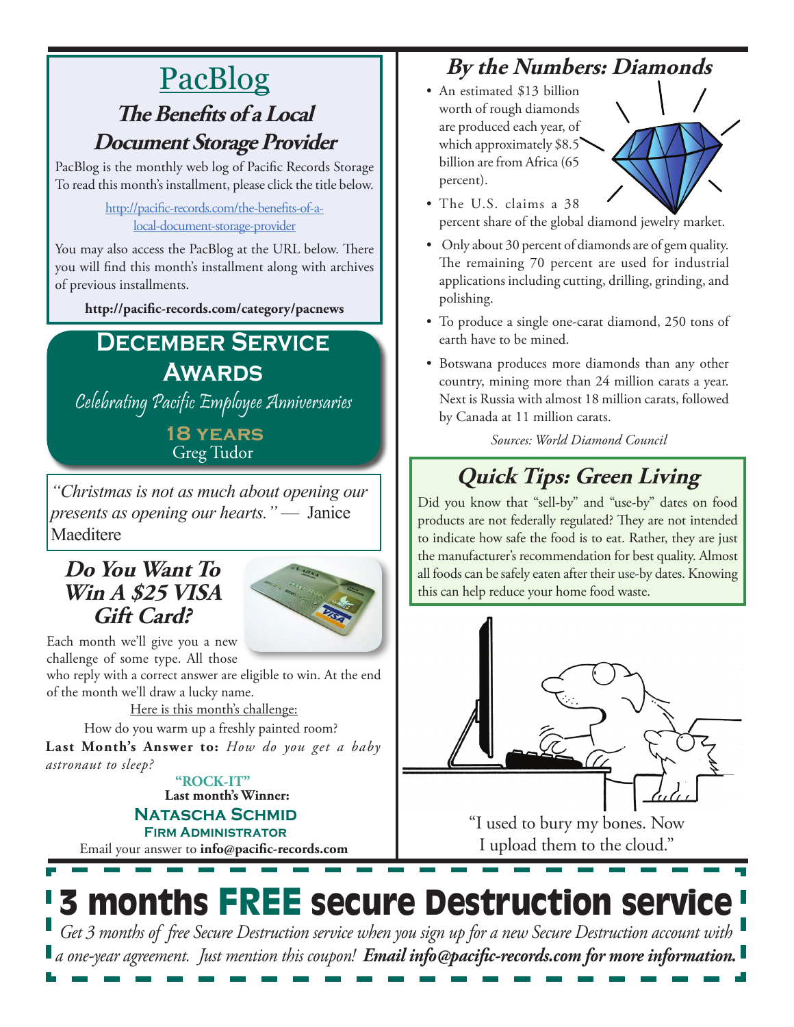# PacBlog

## The Benefits of a Local Document Storage Provider

PacBlog is the monthly web log of Pacific Records Storage To read this month's installment, please click the title below.

http://pacific-records.com/the-benefits-of-a-local-document-storage-provider

You may also access the PacBlog at the URL below. There you will find this month's installment along with archives of previous installments.

**http://pacific-records.com/category/pacnews**

## December Service Awards

*Celebrating Pacific Employee Anniversaries*

**18 YEARS**
Greg Tudor

*"Christmas is not as much about opening our presents as opening our hearts."* — Janice Maeditere

## Do You Want To Win A $25 VISA Gift Card?

Each month we'll give you a new challenge of some type. All those who reply with a correct answer are eligible to win. At the end of the month we'll draw a lucky name.

Here is this month's challenge:

How do you warm up a freshly painted room?

**Last Month's Answer to:** *How do you get a baby astronaut to sleep?*

**"ROCK-IT"**

**Last month's Winner:**

**Natascha Schmid**
**Firm Administrator**

Email your answer to **info@pacific-records.com**

## By the Numbers: Diamonds

- An estimated $13 billion worth of rough diamonds are produced each year, of which approximately $8.5 billion are from Africa (65 percent).
- The U.S. claims a 38 percent share of the global diamond jewelry market.
- Only about 30 percent of diamonds are of gem quality. The remaining 70 percent are used for industrial applications including cutting, drilling, grinding, and polishing.
- To produce a single one-carat diamond, 250 tons of earth have to be mined.
- Botswana produces more diamonds than any other country, mining more than 24 million carats a year. Next is Russia with almost 18 million carats, followed by Canada at 11 million carats.

*Sources: World Diamond Council*

## Quick Tips: Green Living

Did you know that "sell-by" and "use-by" dates on food products are not federally regulated? They are not intended to indicate how safe the food is to eat. Rather, they are just the manufacturer's recommendation for best quality. Almost all foods can be safely eaten after their use-by dates. Knowing this can help reduce your home food waste.

"I used to bury my bones. Now I upload them to the cloud."

# 3 months FREE secure Destruction service

*Get 3 months of free Secure Destruction service when you sign up for a new Secure Destruction account with a one-year agreement. Just mention this coupon!* ***Email info@pacific-records.com for more information.***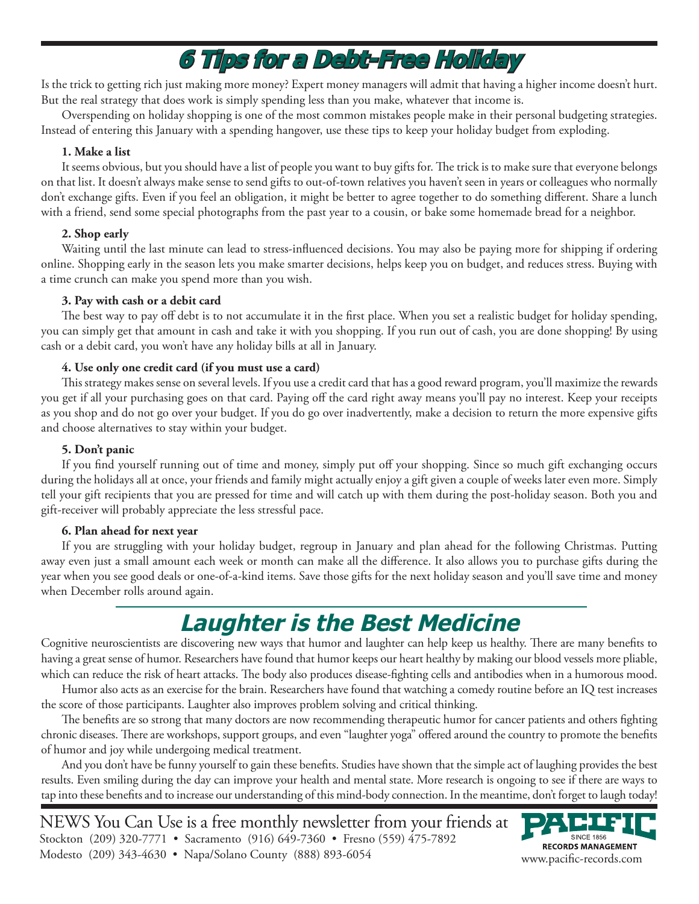# 6 Tips for a Debt-Free Holiday

Is the trick to getting rich just making more money? Expert money managers will admit that having a higher income doesn't hurt. But the real strategy that does work is simply spending less than you make, whatever that income is.

Overspending on holiday shopping is one of the most common mistakes people make in their personal budgeting strategies. Instead of entering this January with a spending hangover, use these tips to keep your holiday budget from exploding.

**1. Make a list**

It seems obvious, but you should have a list of people you want to buy gifts for. The trick is to make sure that everyone belongs on that list. It doesn't always make sense to send gifts to out-of-town relatives you haven't seen in years or colleagues who normally don't exchange gifts. Even if you feel an obligation, it might be better to agree together to do something different. Share a lunch with a friend, send some special photographs from the past year to a cousin, or bake some homemade bread for a neighbor.

**2. Shop early**

Waiting until the last minute can lead to stress-influenced decisions. You may also be paying more for shipping if ordering online. Shopping early in the season lets you make smarter decisions, helps keep you on budget, and reduces stress. Buying with a time crunch can make you spend more than you wish.

**3. Pay with cash or a debit card**

The best way to pay off debt is to not accumulate it in the first place. When you set a realistic budget for holiday spending, you can simply get that amount in cash and take it with you shopping. If you run out of cash, you are done shopping! By using cash or a debit card, you won't have any holiday bills at all in January.

**4. Use only one credit card (if you must use a card)**

This strategy makes sense on several levels. If you use a credit card that has a good reward program, you'll maximize the rewards you get if all your purchasing goes on that card. Paying off the card right away means you'll pay no interest. Keep your receipts as you shop and do not go over your budget. If you do go over inadvertently, make a decision to return the more expensive gifts and choose alternatives to stay within your budget.

**5. Don't panic**

If you find yourself running out of time and money, simply put off your shopping. Since so much gift exchanging occurs during the holidays all at once, your friends and family might actually enjoy a gift given a couple of weeks later even more. Simply tell your gift recipients that you are pressed for time and will catch up with them during the post-holiday season. Both you and gift-receiver will probably appreciate the less stressful pace.

**6. Plan ahead for next year**

If you are struggling with your holiday budget, regroup in January and plan ahead for the following Christmas. Putting away even just a small amount each week or month can make all the difference. It also allows you to purchase gifts during the year when you see good deals or one-of-a-kind items. Save those gifts for the next holiday season and you'll save time and money when December rolls around again.

# Laughter is the Best Medicine

Cognitive neuroscientists are discovering new ways that humor and laughter can help keep us healthy. There are many benefits to having a great sense of humor. Researchers have found that humor keeps our heart healthy by making our blood vessels more pliable, which can reduce the risk of heart attacks. The body also produces disease-fighting cells and antibodies when in a humorous mood.

Humor also acts as an exercise for the brain. Researchers have found that watching a comedy routine before an IQ test increases the score of those participants. Laughter also improves problem solving and critical thinking.

The benefits are so strong that many doctors are now recommending therapeutic humor for cancer patients and others fighting chronic diseases. There are workshops, support groups, and even "laughter yoga" offered around the country to promote the benefits of humor and joy while undergoing medical treatment.

And you don't have be funny yourself to gain these benefits. Studies have shown that the simple act of laughing provides the best results. Even smiling during the day can improve your health and mental state. More research is ongoing to see if there are ways to tap into these benefits and to increase our understanding of this mind-body connection. In the meantime, don't forget to laugh today!

NEWS You Can Use is a free monthly newsletter from your friends at

Stockton (209) 320-7771 • Sacramento (916) 649-7360 • Fresno (559) 475-7892
Modesto (209) 343-4630 • Napa/Solano County (888) 893-6054

PACIFIC
SINCE 1856
RECORDS MANAGEMENT
www.pacific-records.com